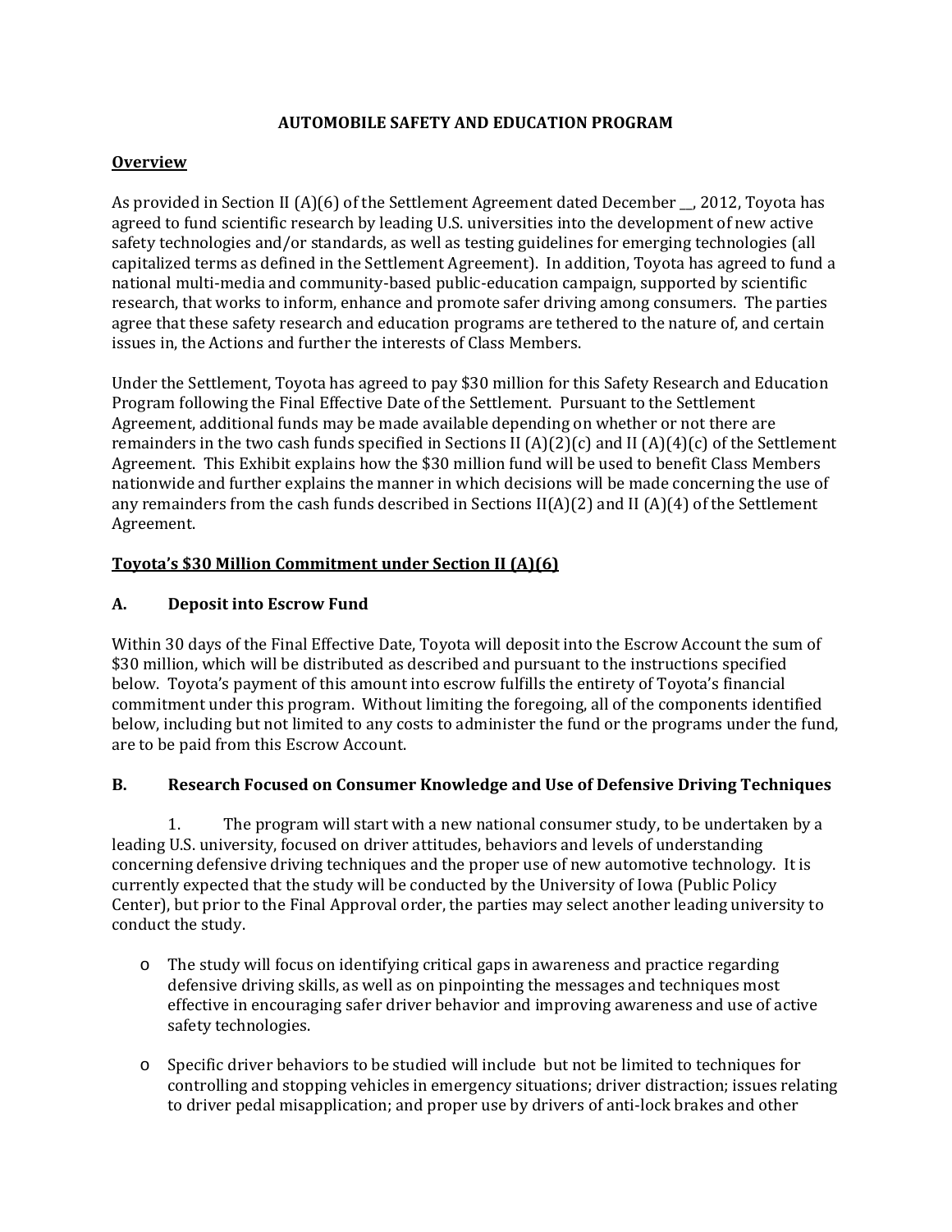# AUTOMOBILE SAFETY AND EDUCATION PROGRAM

## Overview

As provided in Section II (A)(6) of the Settlement Agreement dated December __, 2012, Toyota has agreed to fund scientific research by leading U.S. universities into the development of new active safety technologies and/or standards, as well as testing guidelines for emerging technologies (all capitalized terms as defined in the Settlement Agreement). In addition, Toyota has agreed to fund a national multi-media and community-based public-education campaign, supported by scientific research, that works to inform, enhance and promote safer driving among consumers. The parties agree that these safety research and education programs are tethered to the nature of, and certain issues in, the Actions and further the interests of Class Members.

Under the Settlement, Toyota has agreed to pay $30 million for this Safety Research and Education Program following the Final Effective Date of the Settlement. Pursuant to the Settlement Agreement, additional funds may be made available depending on whether or not there are remainders in the two cash funds specified in Sections II (A)(2)(c) and II (A)(4)(c) of the Settlement Agreement. This Exhibit explains how the $30 million fund will be used to benefit Class Members nationwide and further explains the manner in which decisions will be made concerning the use of any remainders from the cash funds described in Sections II(A)(2) and II (A)(4) of the Settlement Agreement.

## Toyota's $30 Million Commitment under Section II (A)(6)

### A. Deposit into Escrow Fund

Within 30 days of the Final Effective Date, Toyota will deposit into the Escrow Account the sum of $30 million, which will be distributed as described and pursuant to the instructions specified below. Toyota's payment of this amount into escrow fulfills the entirety of Toyota's financial commitment under this program. Without limiting the foregoing, all of the components identified below, including but not limited to any costs to administer the fund or the programs under the fund, are to be paid from this Escrow Account.

### B. Research Focused on Consumer Knowledge and Use of Defensive Driving Techniques

1. The program will start with a new national consumer study, to be undertaken by a leading U.S. university, focused on driver attitudes, behaviors and levels of understanding concerning defensive driving techniques and the proper use of new automotive technology. It is currently expected that the study will be conducted by the University of Iowa (Public Policy Center), but prior to the Final Approval order, the parties may select another leading university to conduct the study.

- The study will focus on identifying critical gaps in awareness and practice regarding defensive driving skills, as well as on pinpointing the messages and techniques most effective in encouraging safer driver behavior and improving awareness and use of active safety technologies.

- Specific driver behaviors to be studied will include but not be limited to techniques for controlling and stopping vehicles in emergency situations; driver distraction; issues relating to driver pedal misapplication; and proper use by drivers of anti-lock brakes and other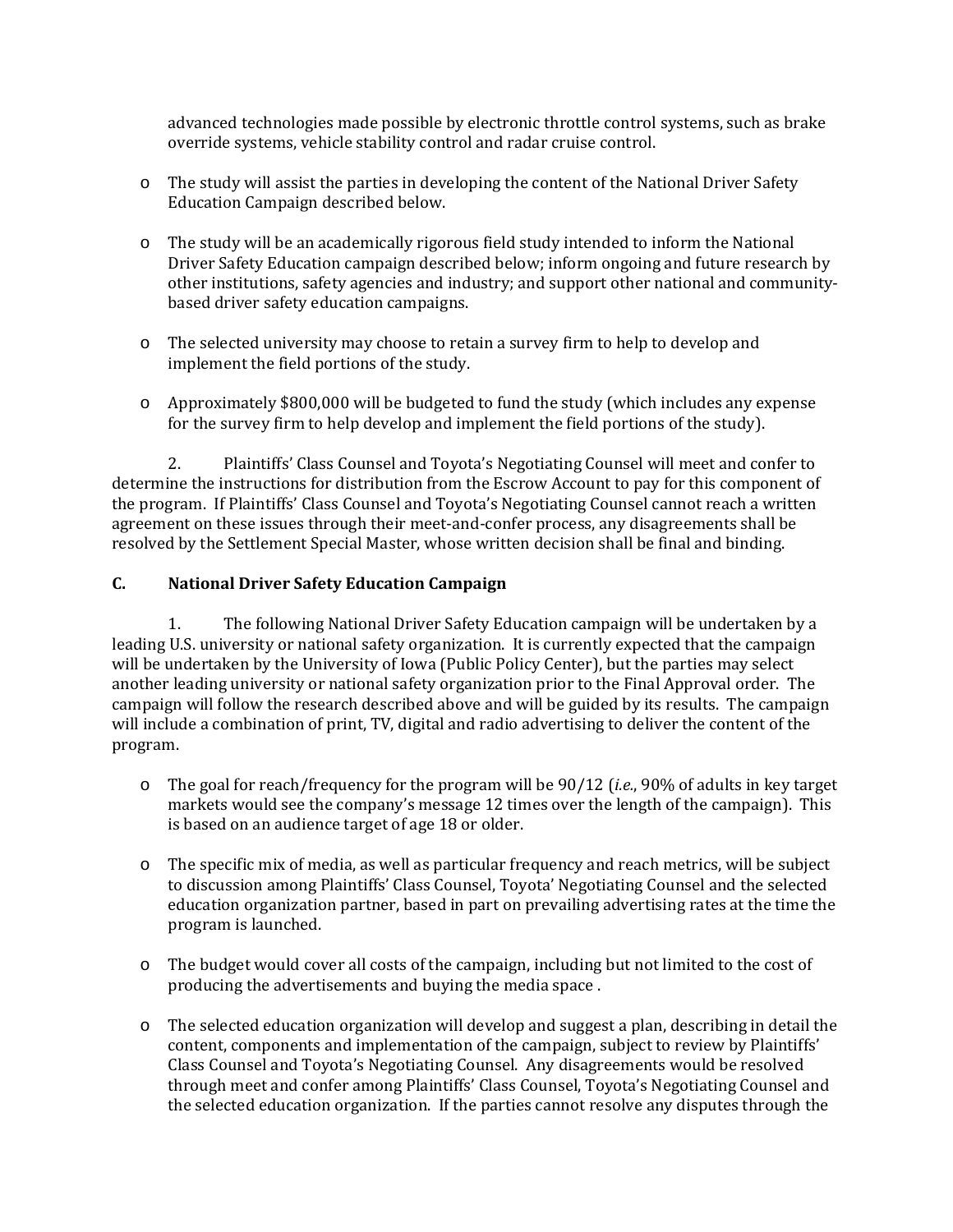advanced technologies made possible by electronic throttle control systems, such as brake override systems, vehicle stability control and radar cruise control.

- The study will assist the parties in developing the content of the National Driver Safety Education Campaign described below.

- The study will be an academically rigorous field study intended to inform the National Driver Safety Education campaign described below; inform ongoing and future research by other institutions, safety agencies and industry; and support other national and community-based driver safety education campaigns.

- The selected university may choose to retain a survey firm to help to develop and implement the field portions of the study.

- Approximately $800,000 will be budgeted to fund the study (which includes any expense for the survey firm to help develop and implement the field portions of the study).

2. Plaintiffs' Class Counsel and Toyota's Negotiating Counsel will meet and confer to determine the instructions for distribution from the Escrow Account to pay for this component of the program. If Plaintiffs' Class Counsel and Toyota's Negotiating Counsel cannot reach a written agreement on these issues through their meet-and-confer process, any disagreements shall be resolved by the Settlement Special Master, whose written decision shall be final and binding.

### C. National Driver Safety Education Campaign

1. The following National Driver Safety Education campaign will be undertaken by a leading U.S. university or national safety organization. It is currently expected that the campaign will be undertaken by the University of Iowa (Public Policy Center), but the parties may select another leading university or national safety organization prior to the Final Approval order. The campaign will follow the research described above and will be guided by its results. The campaign will include a combination of print, TV, digital and radio advertising to deliver the content of the program.

- The goal for reach/frequency for the program will be 90/12 (*i.e.*, 90% of adults in key target markets would see the company's message 12 times over the length of the campaign). This is based on an audience target of age 18 or older.

- The specific mix of media, as well as particular frequency and reach metrics, will be subject to discussion among Plaintiffs' Class Counsel, Toyota' Negotiating Counsel and the selected education organization partner, based in part on prevailing advertising rates at the time the program is launched.

- The budget would cover all costs of the campaign, including but not limited to the cost of producing the advertisements and buying the media space .

- The selected education organization will develop and suggest a plan, describing in detail the content, components and implementation of the campaign, subject to review by Plaintiffs' Class Counsel and Toyota's Negotiating Counsel. Any disagreements would be resolved through meet and confer among Plaintiffs' Class Counsel, Toyota's Negotiating Counsel and the selected education organization. If the parties cannot resolve any disputes through the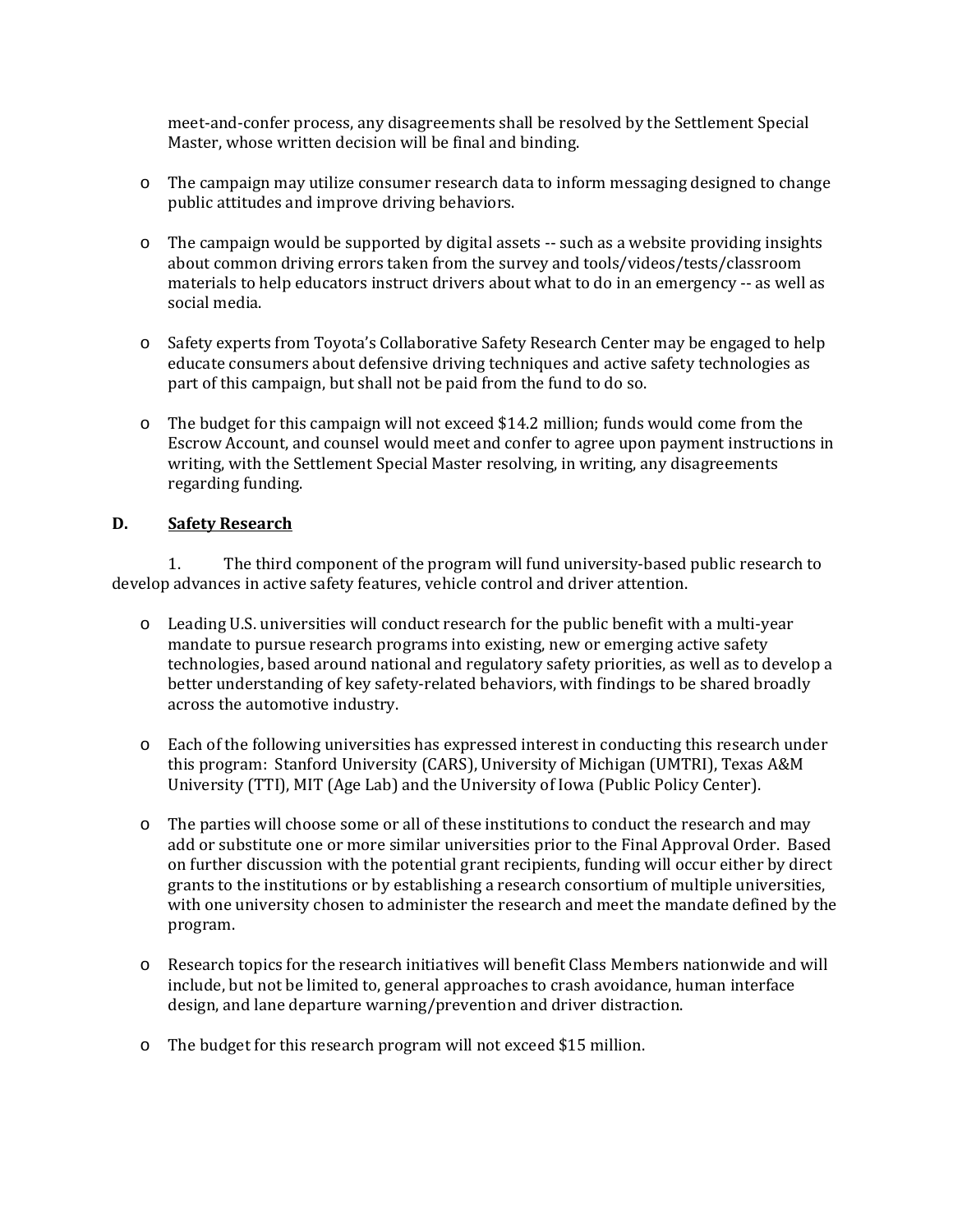meet-and-confer process, any disagreements shall be resolved by the Settlement Special Master, whose written decision will be final and binding.

- The campaign may utilize consumer research data to inform messaging designed to change public attitudes and improve driving behaviors.

- The campaign would be supported by digital assets -- such as a website providing insights about common driving errors taken from the survey and tools/videos/tests/classroom materials to help educators instruct drivers about what to do in an emergency -- as well as social media.

- Safety experts from Toyota's Collaborative Safety Research Center may be engaged to help educate consumers about defensive driving techniques and active safety technologies as part of this campaign, but shall not be paid from the fund to do so.

- The budget for this campaign will not exceed $14.2 million; funds would come from the Escrow Account, and counsel would meet and confer to agree upon payment instructions in writing, with the Settlement Special Master resolving, in writing, any disagreements regarding funding.

## D. <u>Safety Research</u>

1. The third component of the program will fund university-based public research to develop advances in active safety features, vehicle control and driver attention.

- Leading U.S. universities will conduct research for the public benefit with a multi-year mandate to pursue research programs into existing, new or emerging active safety technologies, based around national and regulatory safety priorities, as well as to develop a better understanding of key safety-related behaviors, with findings to be shared broadly across the automotive industry.

- Each of the following universities has expressed interest in conducting this research under this program: Stanford University (CARS), University of Michigan (UMTRI), Texas A&M University (TTI), MIT (Age Lab) and the University of Iowa (Public Policy Center).

- The parties will choose some or all of these institutions to conduct the research and may add or substitute one or more similar universities prior to the Final Approval Order. Based on further discussion with the potential grant recipients, funding will occur either by direct grants to the institutions or by establishing a research consortium of multiple universities, with one university chosen to administer the research and meet the mandate defined by the program.

- Research topics for the research initiatives will benefit Class Members nationwide and will include, but not be limited to, general approaches to crash avoidance, human interface design, and lane departure warning/prevention and driver distraction.

- The budget for this research program will not exceed $15 million.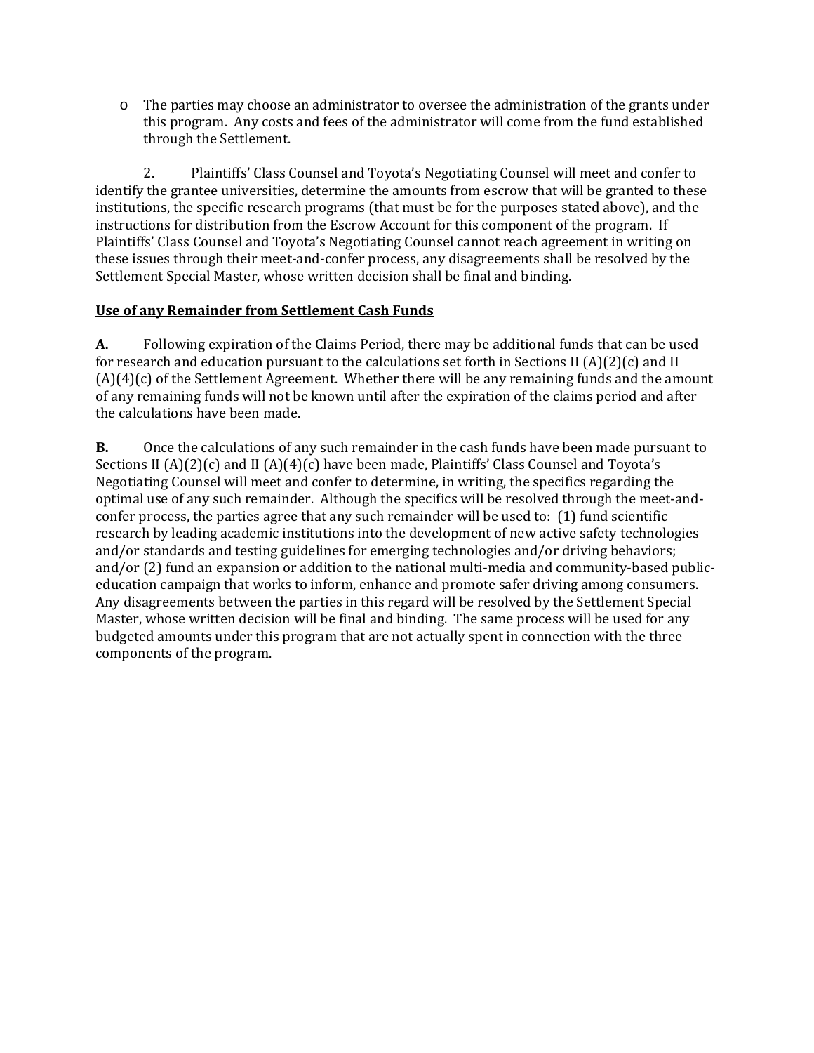- The parties may choose an administrator to oversee the administration of the grants under this program. Any costs and fees of the administrator will come from the fund established through the Settlement.

2. Plaintiffs' Class Counsel and Toyota's Negotiating Counsel will meet and confer to identify the grantee universities, determine the amounts from escrow that will be granted to these institutions, the specific research programs (that must be for the purposes stated above), and the instructions for distribution from the Escrow Account for this component of the program. If Plaintiffs' Class Counsel and Toyota's Negotiating Counsel cannot reach agreement in writing on these issues through their meet-and-confer process, any disagreements shall be resolved by the Settlement Special Master, whose written decision shall be final and binding.

**Use of any Remainder from Settlement Cash Funds**

**A.** Following expiration of the Claims Period, there may be additional funds that can be used for research and education pursuant to the calculations set forth in Sections II (A)(2)(c) and II (A)(4)(c) of the Settlement Agreement. Whether there will be any remaining funds and the amount of any remaining funds will not be known until after the expiration of the claims period and after the calculations have been made.

**B.** Once the calculations of any such remainder in the cash funds have been made pursuant to Sections II (A)(2)(c) and II (A)(4)(c) have been made, Plaintiffs' Class Counsel and Toyota's Negotiating Counsel will meet and confer to determine, in writing, the specifics regarding the optimal use of any such remainder. Although the specifics will be resolved through the meet-and-confer process, the parties agree that any such remainder will be used to: (1) fund scientific research by leading academic institutions into the development of new active safety technologies and/or standards and testing guidelines for emerging technologies and/or driving behaviors; and/or (2) fund an expansion or addition to the national multi-media and community-based public-education campaign that works to inform, enhance and promote safer driving among consumers. Any disagreements between the parties in this regard will be resolved by the Settlement Special Master, whose written decision will be final and binding. The same process will be used for any budgeted amounts under this program that are not actually spent in connection with the three components of the program.